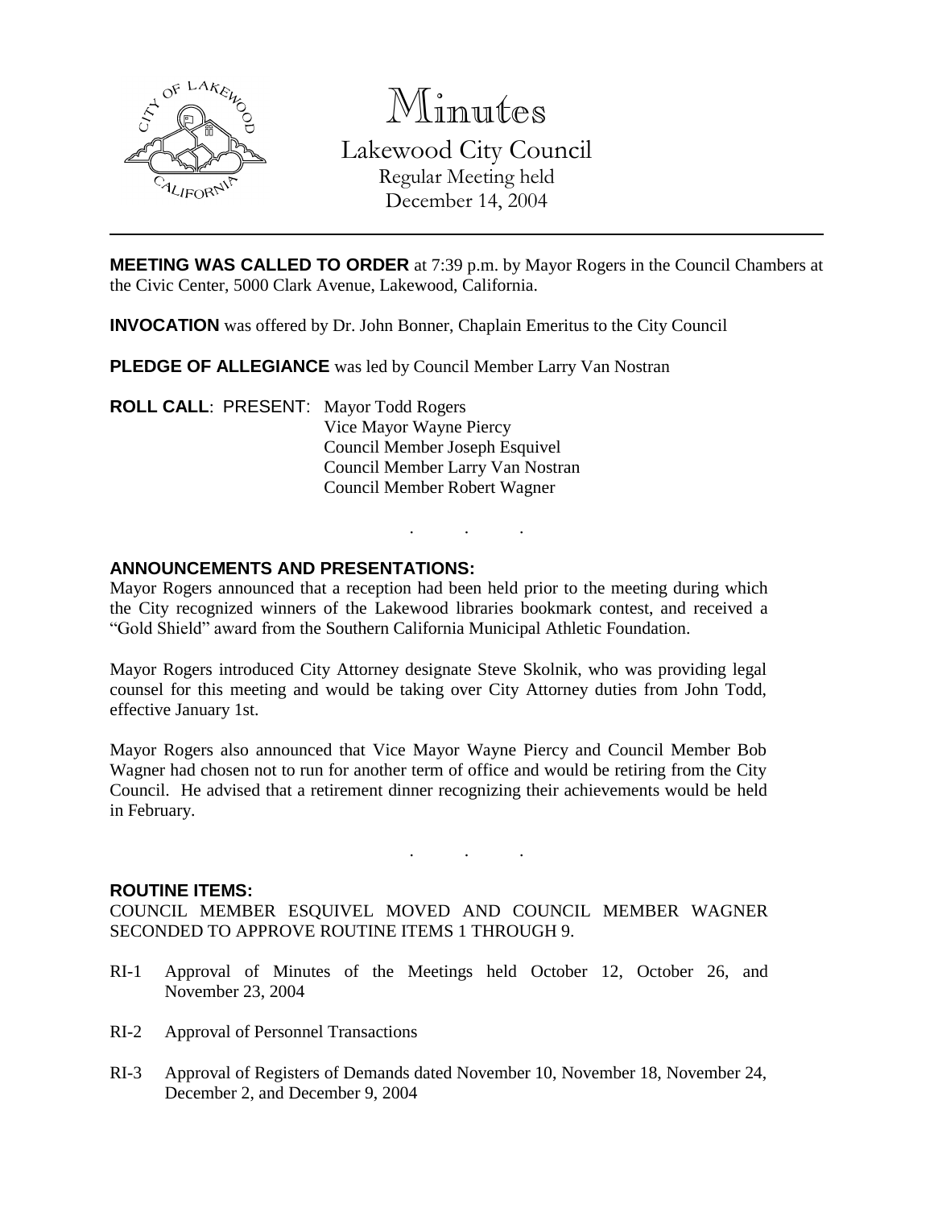# Minutes

## Lakewood City Council

Regular Meeting held
December 14, 2004

---

**MEETING WAS CALLED TO ORDER** at 7:39 p.m. by Mayor Rogers in the Council Chambers at the Civic Center, 5000 Clark Avenue, Lakewood, California.

**INVOCATION** was offered by Dr. John Bonner, Chaplain Emeritus to the City Council

**PLEDGE OF ALLEGIANCE** was led by Council Member Larry Van Nostran

**ROLL CALL**: PRESENT: Mayor Todd Rogers
Vice Mayor Wayne Piercy
Council Member Joseph Esquivel
Council Member Larry Van Nostran
Council Member Robert Wagner

. . .

**ANNOUNCEMENTS AND PRESENTATIONS:**

Mayor Rogers announced that a reception had been held prior to the meeting during which the City recognized winners of the Lakewood libraries bookmark contest, and received a "Gold Shield" award from the Southern California Municipal Athletic Foundation.

Mayor Rogers introduced City Attorney designate Steve Skolnik, who was providing legal counsel for this meeting and would be taking over City Attorney duties from John Todd, effective January 1st.

Mayor Rogers also announced that Vice Mayor Wayne Piercy and Council Member Bob Wagner had chosen not to run for another term of office and would be retiring from the City Council. He advised that a retirement dinner recognizing their achievements would be held in February.

. . .

**ROUTINE ITEMS:**

COUNCIL MEMBER ESQUIVEL MOVED AND COUNCIL MEMBER WAGNER SECONDED TO APPROVE ROUTINE ITEMS 1 THROUGH 9.

RI-1 Approval of Minutes of the Meetings held October 12, October 26, and November 23, 2004

RI-2 Approval of Personnel Transactions

RI-3 Approval of Registers of Demands dated November 10, November 18, November 24, December 2, and December 9, 2004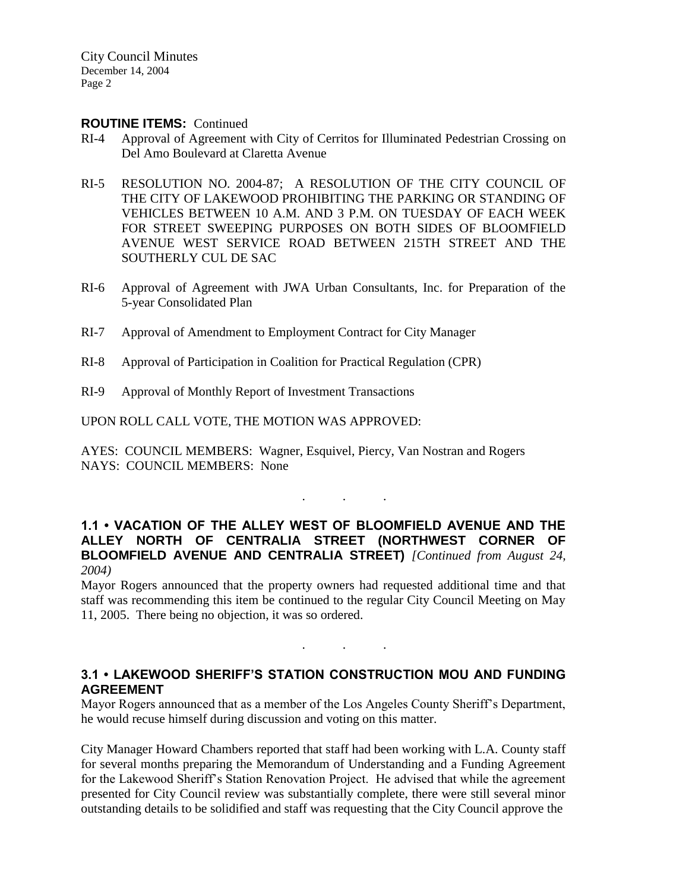**ROUTINE ITEMS:** Continued

RI-4 Approval of Agreement with City of Cerritos for Illuminated Pedestrian Crossing on Del Amo Boulevard at Claretta Avenue

RI-5 RESOLUTION NO. 2004-87; A RESOLUTION OF THE CITY COUNCIL OF THE CITY OF LAKEWOOD PROHIBITING THE PARKING OR STANDING OF VEHICLES BETWEEN 10 A.M. AND 3 P.M. ON TUESDAY OF EACH WEEK FOR STREET SWEEPING PURPOSES ON BOTH SIDES OF BLOOMFIELD AVENUE WEST SERVICE ROAD BETWEEN 215TH STREET AND THE SOUTHERLY CUL DE SAC

RI-6 Approval of Agreement with JWA Urban Consultants, Inc. for Preparation of the 5-year Consolidated Plan

RI-7 Approval of Amendment to Employment Contract for City Manager

RI-8 Approval of Participation in Coalition for Practical Regulation (CPR)

RI-9 Approval of Monthly Report of Investment Transactions

UPON ROLL CALL VOTE, THE MOTION WAS APPROVED:

AYES: COUNCIL MEMBERS: Wagner, Esquivel, Piercy, Van Nostran and Rogers
NAYS: COUNCIL MEMBERS: None

. . .

**1.1 • VACATION OF THE ALLEY WEST OF BLOOMFIELD AVENUE AND THE ALLEY NORTH OF CENTRALIA STREET (NORTHWEST CORNER OF BLOOMFIELD AVENUE AND CENTRALIA STREET)** *[Continued from August 24, 2004)*

Mayor Rogers announced that the property owners had requested additional time and that staff was recommending this item be continued to the regular City Council Meeting on May 11, 2005. There being no objection, it was so ordered.

. . .

**3.1 • LAKEWOOD SHERIFF'S STATION CONSTRUCTION MOU AND FUNDING AGREEMENT**

Mayor Rogers announced that as a member of the Los Angeles County Sheriff's Department, he would recuse himself during discussion and voting on this matter.

City Manager Howard Chambers reported that staff had been working with L.A. County staff for several months preparing the Memorandum of Understanding and a Funding Agreement for the Lakewood Sheriff's Station Renovation Project. He advised that while the agreement presented for City Council review was substantially complete, there were still several minor outstanding details to be solidified and staff was requesting that the City Council approve the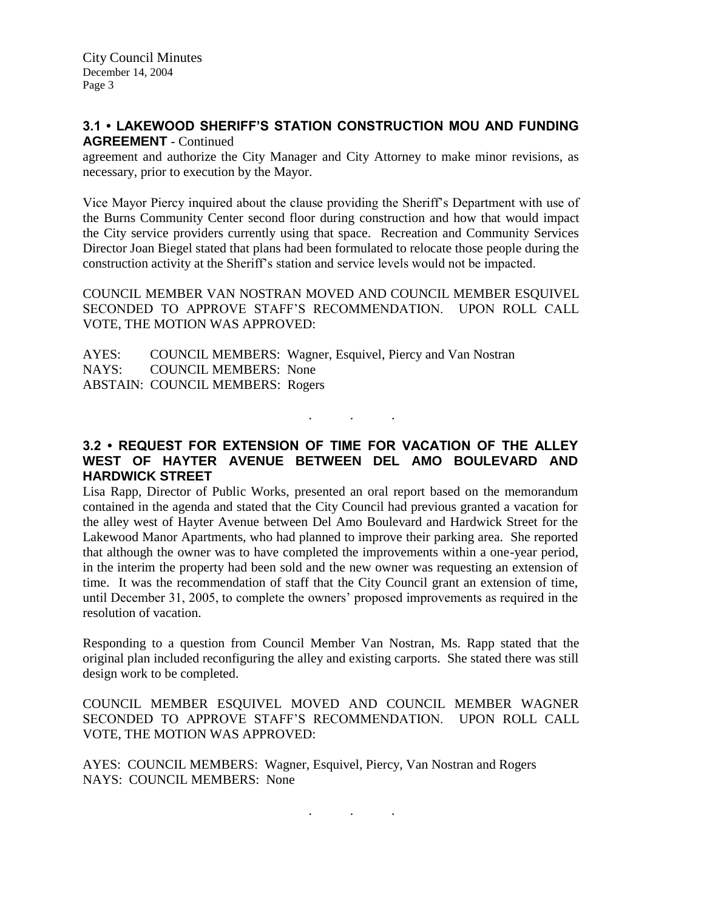### 3.1 • LAKEWOOD SHERIFF'S STATION CONSTRUCTION MOU AND FUNDING AGREEMENT - Continued

agreement and authorize the City Manager and City Attorney to make minor revisions, as necessary, prior to execution by the Mayor.

Vice Mayor Piercy inquired about the clause providing the Sheriff's Department with use of the Burns Community Center second floor during construction and how that would impact the City service providers currently using that space. Recreation and Community Services Director Joan Biegel stated that plans had been formulated to relocate those people during the construction activity at the Sheriff's station and service levels would not be impacted.

COUNCIL MEMBER VAN NOSTRAN MOVED AND COUNCIL MEMBER ESQUIVEL SECONDED TO APPROVE STAFF'S RECOMMENDATION. UPON ROLL CALL VOTE, THE MOTION WAS APPROVED:

AYES: COUNCIL MEMBERS: Wagner, Esquivel, Piercy and Van Nostran
NAYS: COUNCIL MEMBERS: None
ABSTAIN: COUNCIL MEMBERS: Rogers

. . .

### 3.2 • REQUEST FOR EXTENSION OF TIME FOR VACATION OF THE ALLEY WEST OF HAYTER AVENUE BETWEEN DEL AMO BOULEVARD AND HARDWICK STREET

Lisa Rapp, Director of Public Works, presented an oral report based on the memorandum contained in the agenda and stated that the City Council had previous granted a vacation for the alley west of Hayter Avenue between Del Amo Boulevard and Hardwick Street for the Lakewood Manor Apartments, who had planned to improve their parking area. She reported that although the owner was to have completed the improvements within a one-year period, in the interim the property had been sold and the new owner was requesting an extension of time. It was the recommendation of staff that the City Council grant an extension of time, until December 31, 2005, to complete the owners' proposed improvements as required in the resolution of vacation.

Responding to a question from Council Member Van Nostran, Ms. Rapp stated that the original plan included reconfiguring the alley and existing carports. She stated there was still design work to be completed.

COUNCIL MEMBER ESQUIVEL MOVED AND COUNCIL MEMBER WAGNER SECONDED TO APPROVE STAFF'S RECOMMENDATION. UPON ROLL CALL VOTE, THE MOTION WAS APPROVED:

AYES: COUNCIL MEMBERS: Wagner, Esquivel, Piercy, Van Nostran and Rogers
NAYS: COUNCIL MEMBERS: None

. . .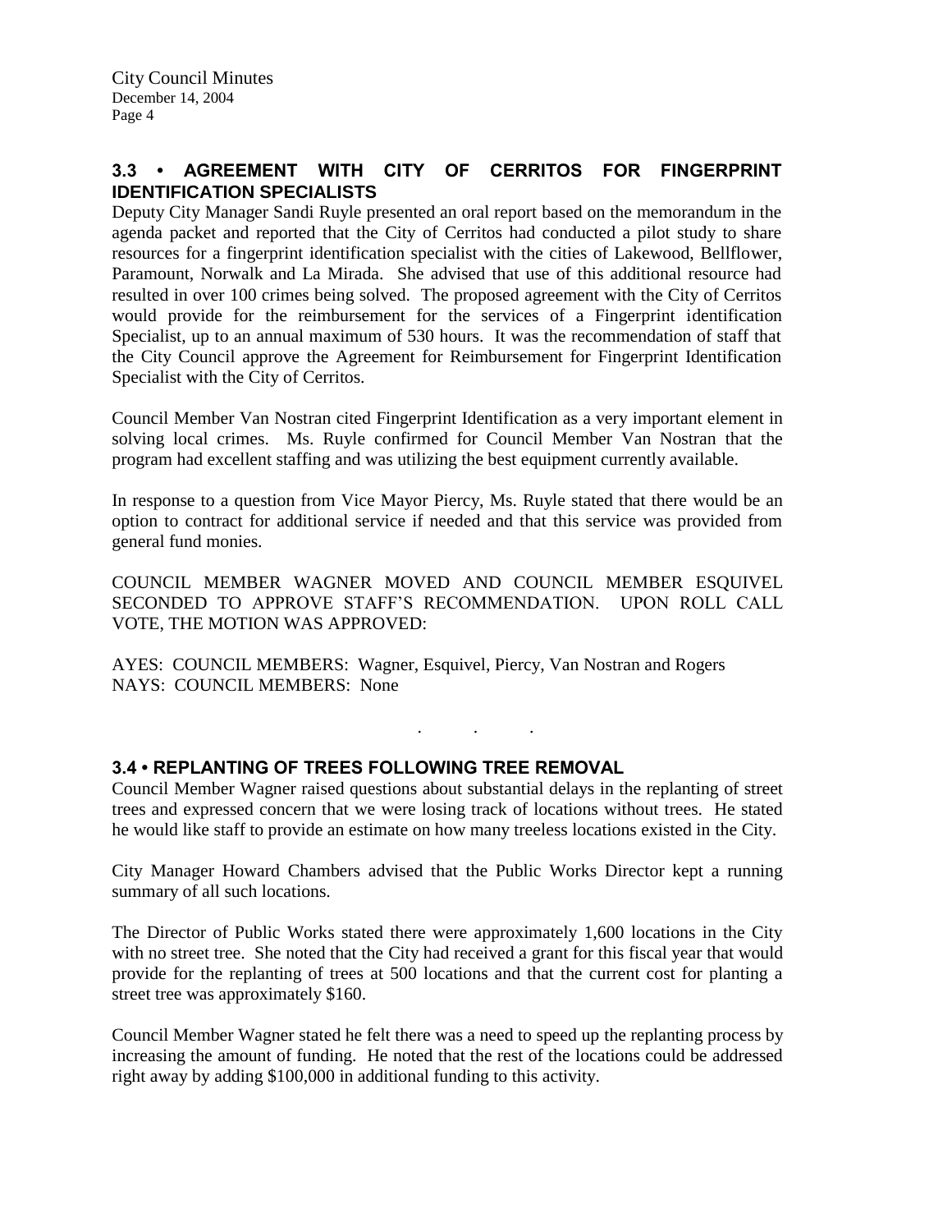## 3.3 • AGREEMENT WITH CITY OF CERRITOS FOR FINGERPRINT IDENTIFICATION SPECIALISTS

Deputy City Manager Sandi Ruyle presented an oral report based on the memorandum in the agenda packet and reported that the City of Cerritos had conducted a pilot study to share resources for a fingerprint identification specialist with the cities of Lakewood, Bellflower, Paramount, Norwalk and La Mirada. She advised that use of this additional resource had resulted in over 100 crimes being solved. The proposed agreement with the City of Cerritos would provide for the reimbursement for the services of a Fingerprint identification Specialist, up to an annual maximum of 530 hours. It was the recommendation of staff that the City Council approve the Agreement for Reimbursement for Fingerprint Identification Specialist with the City of Cerritos.

Council Member Van Nostran cited Fingerprint Identification as a very important element in solving local crimes. Ms. Ruyle confirmed for Council Member Van Nostran that the program had excellent staffing and was utilizing the best equipment currently available.

In response to a question from Vice Mayor Piercy, Ms. Ruyle stated that there would be an option to contract for additional service if needed and that this service was provided from general fund monies.

COUNCIL MEMBER WAGNER MOVED AND COUNCIL MEMBER ESQUIVEL SECONDED TO APPROVE STAFF'S RECOMMENDATION. UPON ROLL CALL VOTE, THE MOTION WAS APPROVED:

AYES: COUNCIL MEMBERS: Wagner, Esquivel, Piercy, Van Nostran and Rogers
NAYS: COUNCIL MEMBERS: None

. . .

## 3.4 • REPLANTING OF TREES FOLLOWING TREE REMOVAL

Council Member Wagner raised questions about substantial delays in the replanting of street trees and expressed concern that we were losing track of locations without trees. He stated he would like staff to provide an estimate on how many treeless locations existed in the City.

City Manager Howard Chambers advised that the Public Works Director kept a running summary of all such locations.

The Director of Public Works stated there were approximately 1,600 locations in the City with no street tree. She noted that the City had received a grant for this fiscal year that would provide for the replanting of trees at 500 locations and that the current cost for planting a street tree was approximately $160.

Council Member Wagner stated he felt there was a need to speed up the replanting process by increasing the amount of funding. He noted that the rest of the locations could be addressed right away by adding $100,000 in additional funding to this activity.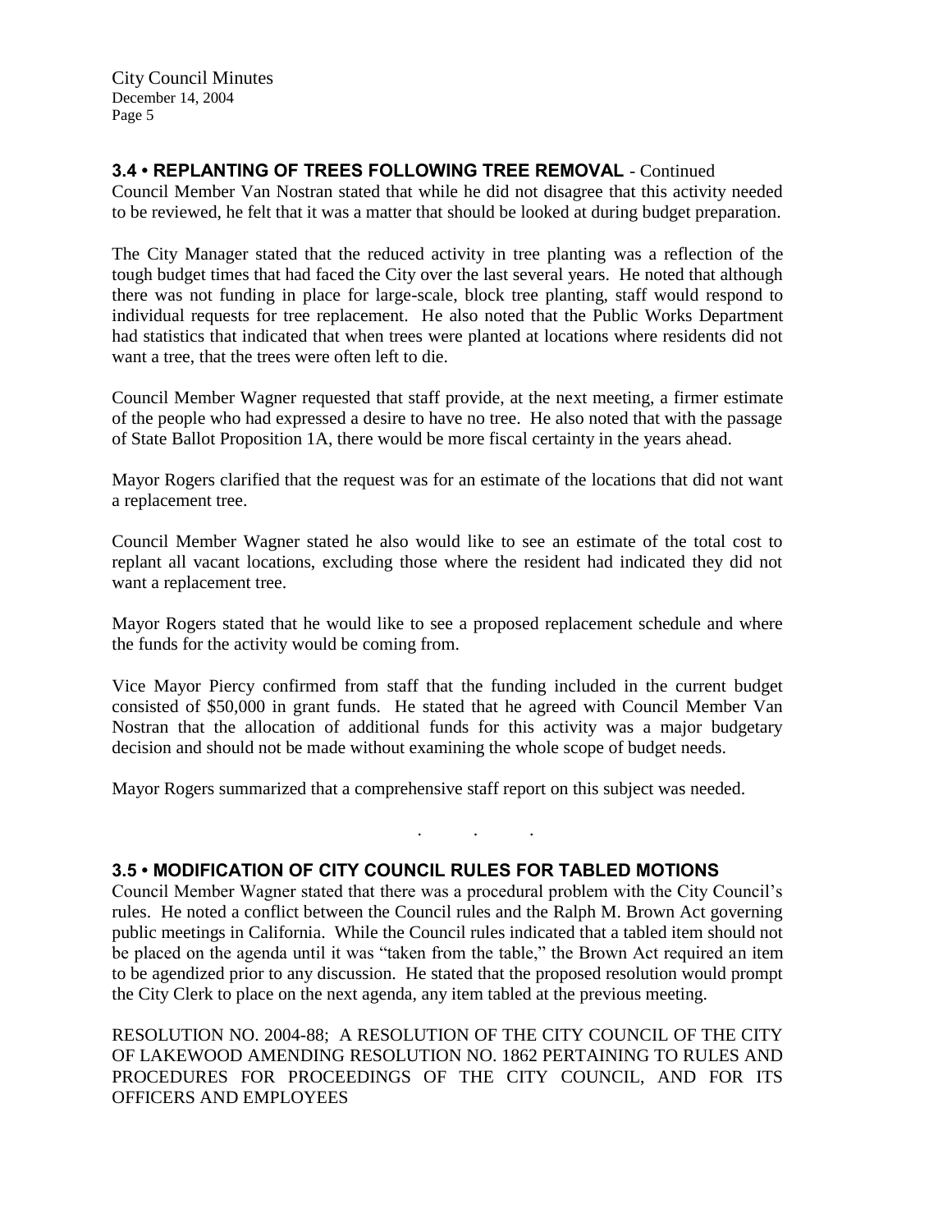### 3.4 • REPLANTING OF TREES FOLLOWING TREE REMOVAL - Continued

Council Member Van Nostran stated that while he did not disagree that this activity needed to be reviewed, he felt that it was a matter that should be looked at during budget preparation.

The City Manager stated that the reduced activity in tree planting was a reflection of the tough budget times that had faced the City over the last several years. He noted that although there was not funding in place for large-scale, block tree planting, staff would respond to individual requests for tree replacement. He also noted that the Public Works Department had statistics that indicated that when trees were planted at locations where residents did not want a tree, that the trees were often left to die.

Council Member Wagner requested that staff provide, at the next meeting, a firmer estimate of the people who had expressed a desire to have no tree. He also noted that with the passage of State Ballot Proposition 1A, there would be more fiscal certainty in the years ahead.

Mayor Rogers clarified that the request was for an estimate of the locations that did not want a replacement tree.

Council Member Wagner stated he also would like to see an estimate of the total cost to replant all vacant locations, excluding those where the resident had indicated they did not want a replacement tree.

Mayor Rogers stated that he would like to see a proposed replacement schedule and where the funds for the activity would be coming from.

Vice Mayor Piercy confirmed from staff that the funding included in the current budget consisted of $50,000 in grant funds. He stated that he agreed with Council Member Van Nostran that the allocation of additional funds for this activity was a major budgetary decision and should not be made without examining the whole scope of budget needs.

Mayor Rogers summarized that a comprehensive staff report on this subject was needed.

. . .

### 3.5 • MODIFICATION OF CITY COUNCIL RULES FOR TABLED MOTIONS

Council Member Wagner stated that there was a procedural problem with the City Council's rules. He noted a conflict between the Council rules and the Ralph M. Brown Act governing public meetings in California. While the Council rules indicated that a tabled item should not be placed on the agenda until it was "taken from the table," the Brown Act required an item to be agendized prior to any discussion. He stated that the proposed resolution would prompt the City Clerk to place on the next agenda, any item tabled at the previous meeting.

RESOLUTION NO. 2004-88; A RESOLUTION OF THE CITY COUNCIL OF THE CITY OF LAKEWOOD AMENDING RESOLUTION NO. 1862 PERTAINING TO RULES AND PROCEDURES FOR PROCEEDINGS OF THE CITY COUNCIL, AND FOR ITS OFFICERS AND EMPLOYEES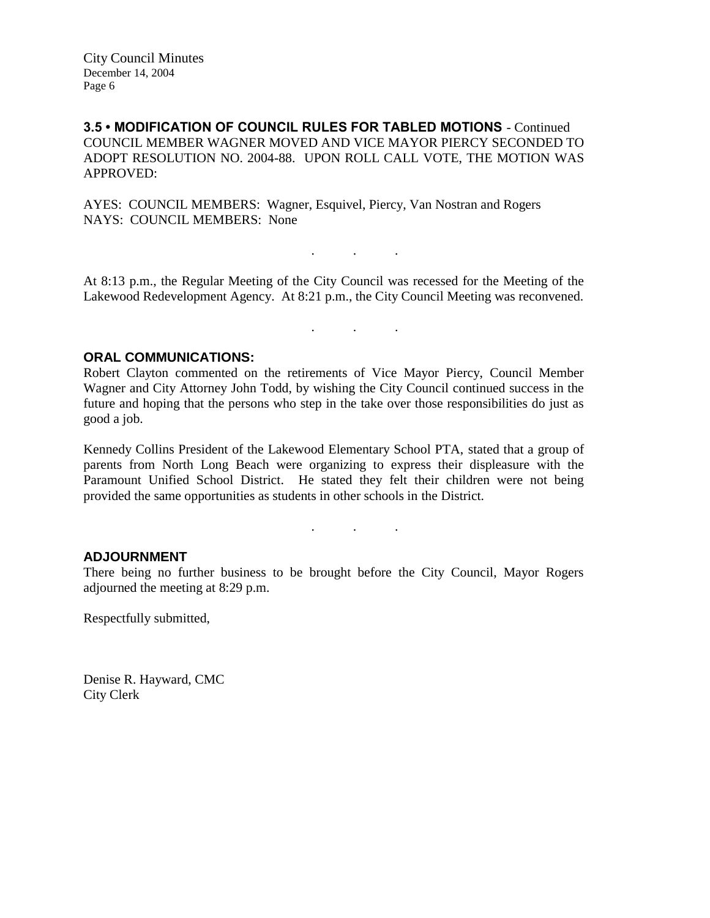**3.5 • MODIFICATION OF COUNCIL RULES FOR TABLED MOTIONS** - Continued

COUNCIL MEMBER WAGNER MOVED AND VICE MAYOR PIERCY SECONDED TO ADOPT RESOLUTION NO. 2004-88. UPON ROLL CALL VOTE, THE MOTION WAS APPROVED:

AYES: COUNCIL MEMBERS: Wagner, Esquivel, Piercy, Van Nostran and Rogers
NAYS: COUNCIL MEMBERS: None

. . .

At 8:13 p.m., the Regular Meeting of the City Council was recessed for the Meeting of the Lakewood Redevelopment Agency. At 8:21 p.m., the City Council Meeting was reconvened.

. . .

## ORAL COMMUNICATIONS:

Robert Clayton commented on the retirements of Vice Mayor Piercy, Council Member Wagner and City Attorney John Todd, by wishing the City Council continued success in the future and hoping that the persons who step in the take over those responsibilities do just as good a job.

Kennedy Collins President of the Lakewood Elementary School PTA, stated that a group of parents from North Long Beach were organizing to express their displeasure with the Paramount Unified School District. He stated they felt their children were not being provided the same opportunities as students in other schools in the District.

. . .

## ADJOURNMENT

There being no further business to be brought before the City Council, Mayor Rogers adjourned the meeting at 8:29 p.m.

Respectfully submitted,

Denise R. Hayward, CMC
City Clerk